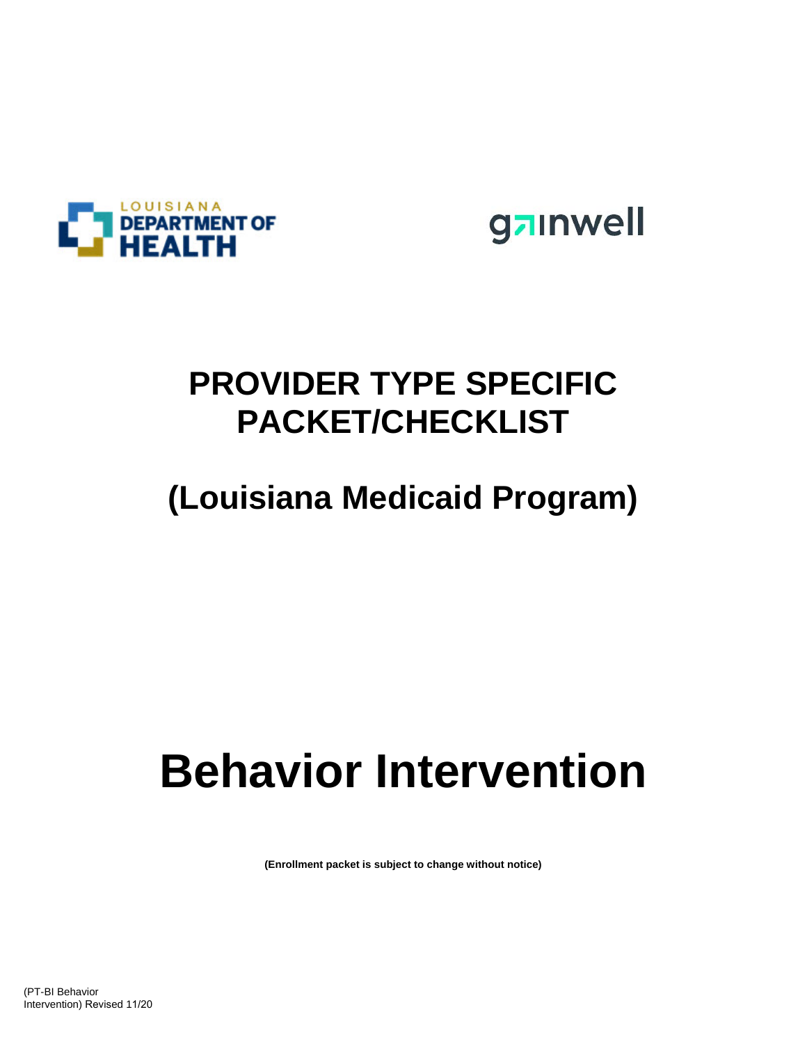LOUISIANA DEPARTMENT OF HEALTH

gainwell

# PROVIDER TYPE SPECIFIC PACKET/CHECKLIST

## (Louisiana Medicaid Program)

# Behavior Intervention

**(Enrollment packet is subject to change without notice)**

(PT-BI Behavior Intervention) Revised 11/20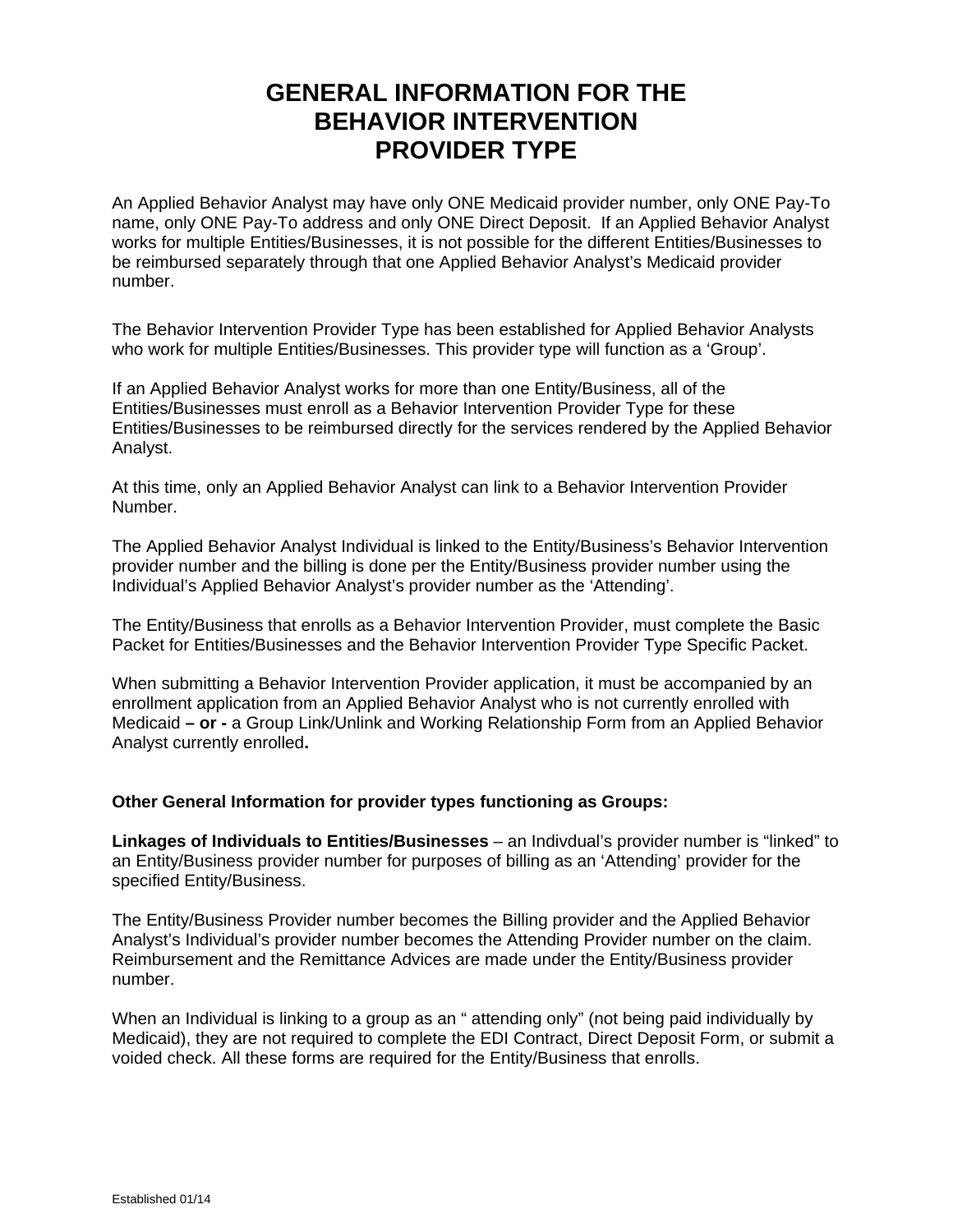# GENERAL INFORMATION FOR THE BEHAVIOR INTERVENTION PROVIDER TYPE

An Applied Behavior Analyst may have only ONE Medicaid provider number, only ONE Pay-To name, only ONE Pay-To address and only ONE Direct Deposit. If an Applied Behavior Analyst works for multiple Entities/Businesses, it is not possible for the different Entities/Businesses to be reimbursed separately through that one Applied Behavior Analyst's Medicaid provider number.

The Behavior Intervention Provider Type has been established for Applied Behavior Analysts who work for multiple Entities/Businesses. This provider type will function as a 'Group'.

If an Applied Behavior Analyst works for more than one Entity/Business, all of the Entities/Businesses must enroll as a Behavior Intervention Provider Type for these Entities/Businesses to be reimbursed directly for the services rendered by the Applied Behavior Analyst.

At this time, only an Applied Behavior Analyst can link to a Behavior Intervention Provider Number.

The Applied Behavior Analyst Individual is linked to the Entity/Business's Behavior Intervention provider number and the billing is done per the Entity/Business provider number using the Individual's Applied Behavior Analyst's provider number as the 'Attending'.

The Entity/Business that enrolls as a Behavior Intervention Provider, must complete the Basic Packet for Entities/Businesses and the Behavior Intervention Provider Type Specific Packet.

When submitting a Behavior Intervention Provider application, it must be accompanied by an enrollment application from an Applied Behavior Analyst who is not currently enrolled with Medicaid **– or -** a Group Link/Unlink and Working Relationship Form from an Applied Behavior Analyst currently enrolled**.**

**Other General Information for provider types functioning as Groups:**

**Linkages of Individuals to Entities/Businesses** – an Indivdual's provider number is "linked" to an Entity/Business provider number for purposes of billing as an 'Attending' provider for the specified Entity/Business.

The Entity/Business Provider number becomes the Billing provider and the Applied Behavior Analyst's Individual's provider number becomes the Attending Provider number on the claim. Reimbursement and the Remittance Advices are made under the Entity/Business provider number.

When an Individual is linking to a group as an " attending only" (not being paid individually by Medicaid), they are not required to complete the EDI Contract, Direct Deposit Form, or submit a voided check. All these forms are required for the Entity/Business that enrolls.

Established 01/14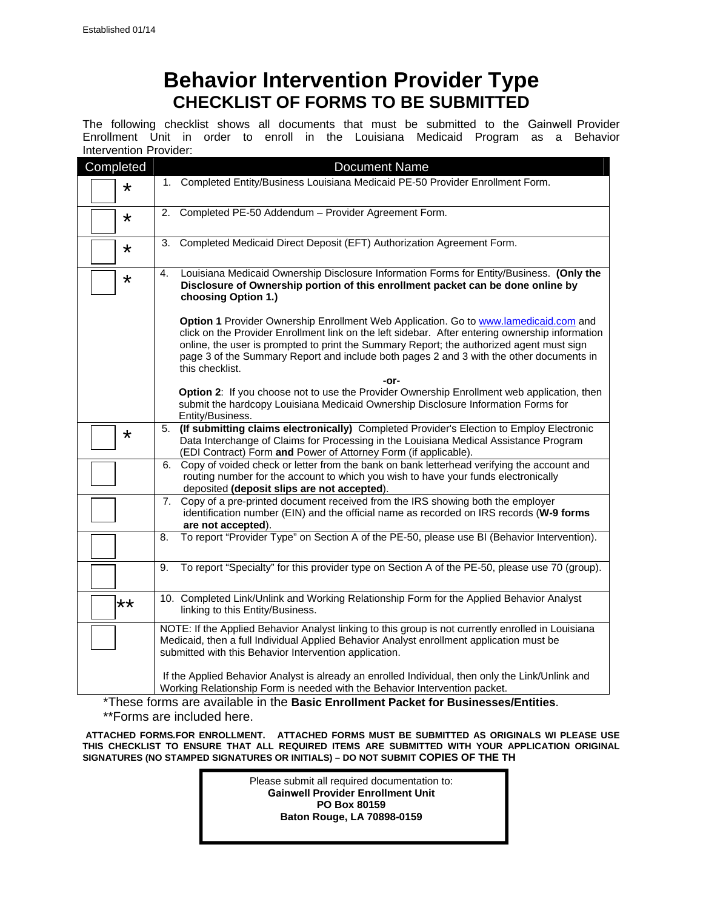Established 01/14

# Behavior Intervention Provider Type

## CHECKLIST OF FORMS TO BE SUBMITTED

The following checklist shows all documents that must be submitted to the Gainwell Provider Enrollment Unit in order to enroll in the Louisiana Medicaid Program as a Behavior Intervention Provider:

| Completed | Document Name |
|---|---|
| ☐ * | 1. Completed Entity/Business Louisiana Medicaid PE-50 Provider Enrollment Form. |
| ☐ * | 2. Completed PE-50 Addendum – Provider Agreement Form. |
| ☐ * | 3. Completed Medicaid Direct Deposit (EFT) Authorization Agreement Form. |
| ☐ * | 4. Louisiana Medicaid Ownership Disclosure Information Forms for Entity/Business. **(Only the Disclosure of Ownership portion of this enrollment packet can be done online by choosing Option 1.)**<br><br>**Option 1** Provider Ownership Enrollment Web Application. Go to www.lamedicaid.com and click on the Provider Enrollment link on the left sidebar. After entering ownership information online, the user is prompted to print the Summary Report; the authorized agent must sign page 3 of the Summary Report and include both pages 2 and 3 with the other documents in this checklist.<br><br>**-or-**<br><br>**Option 2**: If you choose not to use the Provider Ownership Enrollment web application, then submit the hardcopy Louisiana Medicaid Ownership Disclosure Information Forms for Entity/Business. |
| ☐ * | 5. **(If submitting claims electronically)** Completed Provider's Election to Employ Electronic Data Interchange of Claims for Processing in the Louisiana Medical Assistance Program (EDI Contract) Form **and** Power of Attorney Form (if applicable). |
| ☐ | 6. Copy of voided check or letter from the bank on bank letterhead verifying the account and routing number for the account to which you wish to have your funds electronically deposited **(deposit slips are not accepted)**. |
| ☐ | 7. Copy of a pre-printed document received from the IRS showing both the employer identification number (EIN) and the official name as recorded on IRS records (**W-9 forms are not accepted**). |
| ☐ | 8. To report "Provider Type" on Section A of the PE-50, please use BI (Behavior Intervention). |
| ☐ | 9. To report "Specialty" for this provider type on Section A of the PE-50, please use 70 (group). |
| ☐ ** | 10. Completed Link/Unlink and Working Relationship Form for the Applied Behavior Analyst linking to this Entity/Business. |
| ☐ | NOTE: If the Applied Behavior Analyst linking to this group is not currently enrolled in Louisiana Medicaid, then a full Individual Applied Behavior Analyst enrollment application must be submitted with this Behavior Intervention application.<br><br>If the Applied Behavior Analyst is already an enrolled Individual, then only the Link/Unlink and Working Relationship Form is needed with the Behavior Intervention packet. |

*These forms are available in the **Basic Enrollment Packet for Businesses/Entities**.

**Forms are included here.

**ATTACHED FORMS.FOR ENROLLMENT. ATTACHED FORMS MUST BE SUBMITTED AS ORIGINALS WI PLEASE USE THIS CHECKLIST TO ENSURE THAT ALL REQUIRED ITEMS ARE SUBMITTED WITH YOUR APPLICATION ORIGINAL SIGNATURES (NO STAMPED SIGNATURES OR INITIALS) – DO NOT SUBMIT COPIES OF THE TH**

Please submit all required documentation to:
**Gainwell Provider Enrollment Unit**
**PO Box 80159**
**Baton Rouge, LA 70898-0159**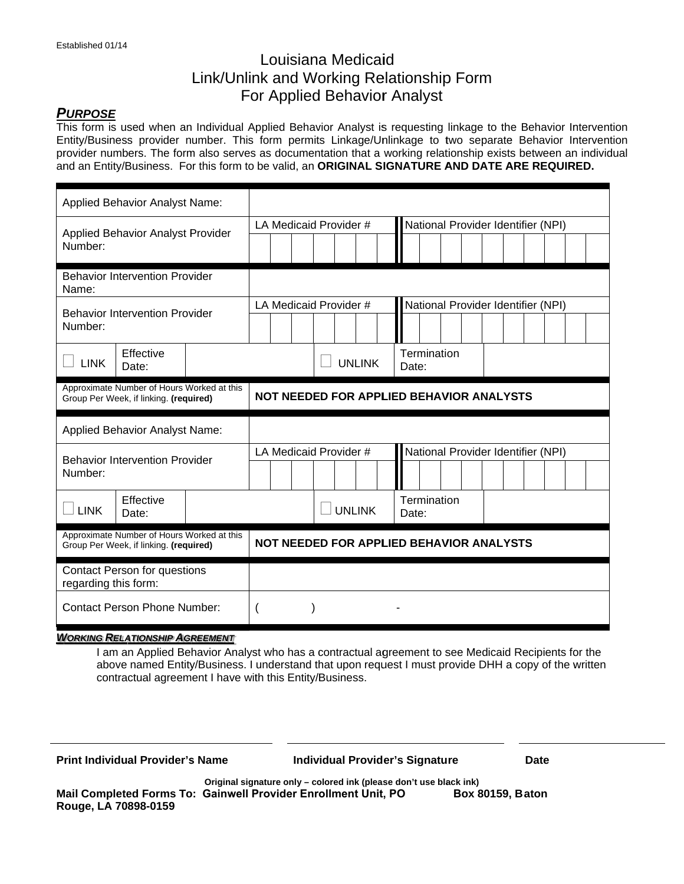Established 01/14

# Louisiana Medicaid
# Link/Unlink and Working Relationship Form
# For Applied Behavior Analyst

## *PURPOSE*

This form is used when an Individual Applied Behavior Analyst is requesting linkage to the Behavior Intervention Entity/Business provider number. This form permits Linkage/Unlinkage to two separate Behavior Intervention provider numbers. The form also serves as documentation that a working relationship exists between an individual and an Entity/Business. For this form to be valid, an **ORIGINAL SIGNATURE AND DATE ARE REQUIRED.**

| | | | | |
|---|---|---|---|---|
| Applied Behavior Analyst Name: | | | | |
| Applied Behavior Analyst Provider Number: | LA Medicaid Provider # | | National Provider Identifier (NPI) | |
| Behavior Intervention Provider Name: | | | | |
| Behavior Intervention Provider Number: | LA Medicaid Provider # | | National Provider Identifier (NPI) | |
| ☐ LINK | Effective Date: | ☐ UNLINK | Termination Date: | |
| Approximate Number of Hours Worked at this Group Per Week, if linking. **(required)** | **NOT NEEDED FOR APPLIED BEHAVIOR ANALYSTS** | | | |
| Applied Behavior Analyst Name: | | | | |
| Behavior Intervention Provider Number: | LA Medicaid Provider # | | National Provider Identifier (NPI) | |
| ☐ LINK | Effective Date: | ☐ UNLINK | Termination Date: | |
| Approximate Number of Hours Worked at this Group Per Week, if linking. **(required)** | **NOT NEEDED FOR APPLIED BEHAVIOR ANALYSTS** | | | |
| Contact Person for questions regarding this form: | | | | |
| Contact Person Phone Number: | ( ) - | | | |

### *WORKING RELATIONSHIP AGREEMENT*

I am an Applied Behavior Analyst who has a contractual agreement to see Medicaid Recipients for the above named Entity/Business. I understand that upon request I must provide DHH a copy of the written contractual agreement I have with this Entity/Business.

| **Print Individual Provider's Name** | **Individual Provider's Signature** | **Date** |
|---|---|---|
| | | |

**Original signature only – colored ink (please don't use black ink)**

**Mail Completed Forms To: Gainwell Provider Enrollment Unit, PO Box 80159, Baton Rouge, LA 70898-0159**